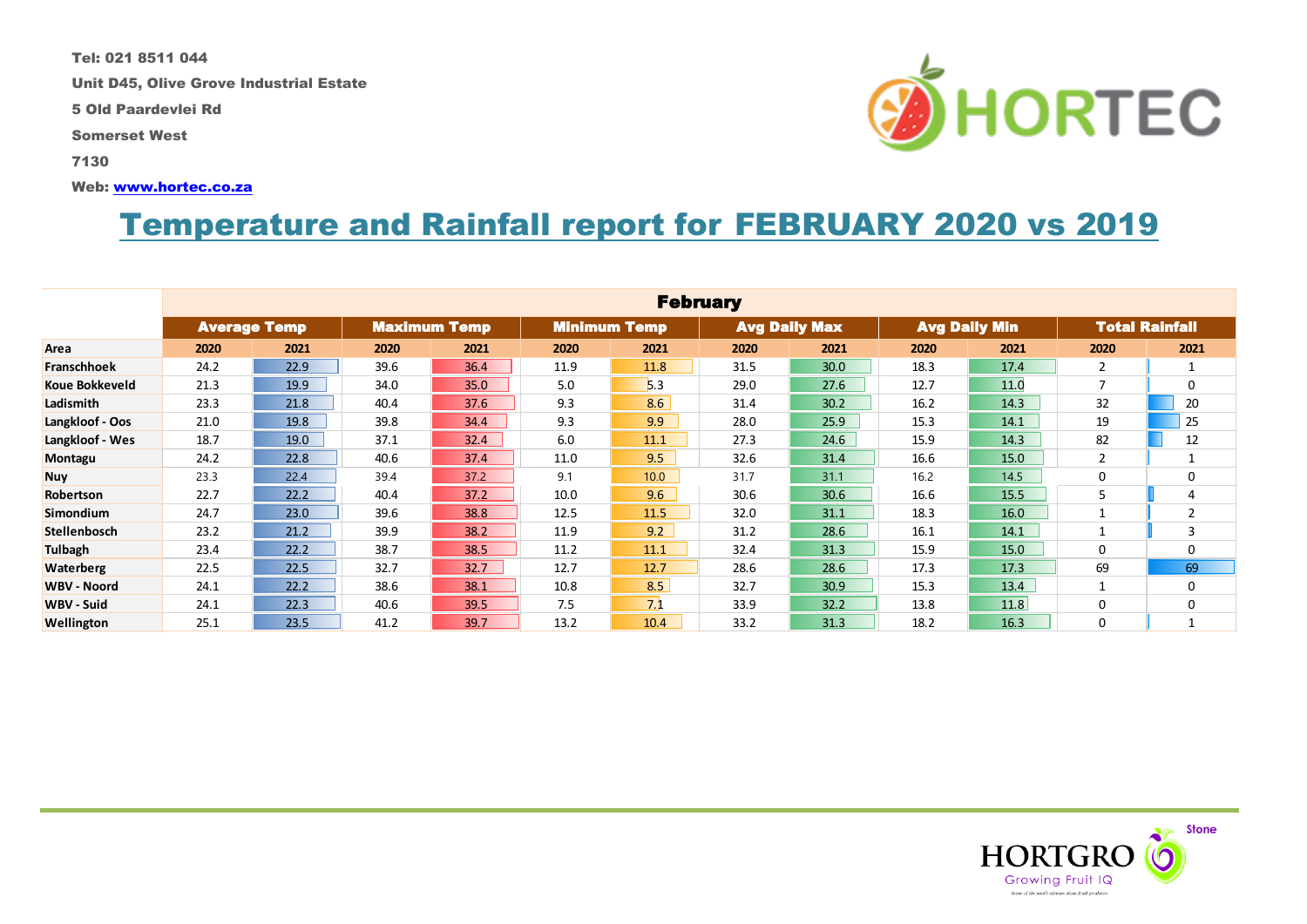Tel: 021 8511 044

Unit D45, Olive Grove Industrial Estate

5 Old Paardevlei Rd

Somerset West

7130

Web: [www.hortec.co.za](http://www.hortec.co.za)

HORTEC

# Temperature and Rainfall report for FEBRUARY 2020 vs 2019

| | February | | | | | | | | | | | |
|---|---|---|---|---|---|---|---|---|---|---|---|---|
| | Average Temp | | Maximum Temp | | Minimum Temp | | Avg Daily Max | | Avg Daily Min | | Total Rainfall | |
| Area | 2020 | 2021 | 2020 | 2021 | 2020 | 2021 | 2020 | 2021 | 2020 | 2021 | 2020 | 2021 |
| Franschhoek | 24.2 | 22.9 | 39.6 | 36.4 | 11.9 | 11.8 | 31.5 | 30.0 | 18.3 | 17.4 | 2 | 1 |
| Koue Bokkeveld | 21.3 | 19.9 | 34.0 | 35.0 | 5.0 | 5.3 | 29.0 | 27.6 | 12.7 | 11.0 | 7 | 0 |
| Ladismith | 23.3 | 21.8 | 40.4 | 37.6 | 9.3 | 8.6 | 31.4 | 30.2 | 16.2 | 14.3 | 32 | 20 |
| Langkloof - Oos | 21.0 | 19.8 | 39.8 | 34.4 | 9.3 | 9.9 | 28.0 | 25.9 | 15.3 | 14.1 | 19 | 25 |
| Langkloof - Wes | 18.7 | 19.0 | 37.1 | 32.4 | 6.0 | 11.1 | 27.3 | 24.6 | 15.9 | 14.3 | 82 | 12 |
| Montagu | 24.2 | 22.8 | 40.6 | 37.4 | 11.0 | 9.5 | 32.6 | 31.4 | 16.6 | 15.0 | 2 | 1 |
| Nuy | 23.3 | 22.4 | 39.4 | 37.2 | 9.1 | 10.0 | 31.7 | 31.1 | 16.2 | 14.5 | 0 | 0 |
| Robertson | 22.7 | 22.2 | 40.4 | 37.2 | 10.0 | 9.6 | 30.6 | 30.6 | 16.6 | 15.5 | 5 | 4 |
| Simondium | 24.7 | 23.0 | 39.6 | 38.8 | 12.5 | 11.5 | 32.0 | 31.1 | 18.3 | 16.0 | 1 | 2 |
| Stellenbosch | 23.2 | 21.2 | 39.9 | 38.2 | 11.9 | 9.2 | 31.2 | 28.6 | 16.1 | 14.1 | 1 | 3 |
| Tulbagh | 23.4 | 22.2 | 38.7 | 38.5 | 11.2 | 11.1 | 32.4 | 31.3 | 15.9 | 15.0 | 0 | 0 |
| Waterberg | 22.5 | 22.5 | 32.7 | 32.7 | 12.7 | 12.7 | 28.6 | 28.6 | 17.3 | 17.3 | 69 | 69 |
| WBV - Noord | 24.1 | 22.2 | 38.6 | 38.1 | 10.8 | 8.5 | 32.7 | 30.9 | 15.3 | 13.4 | 1 | 0 |
| WBV - Suid | 24.1 | 22.3 | 40.6 | 39.5 | 7.5 | 7.1 | 33.9 | 32.2 | 13.8 | 11.8 | 0 | 0 |
| Wellington | 25.1 | 23.5 | 41.2 | 39.7 | 13.2 | 10.4 | 33.2 | 31.3 | 18.2 | 16.3 | 0 | 1 |

HORTGRO Stone
Growing Fruit IQ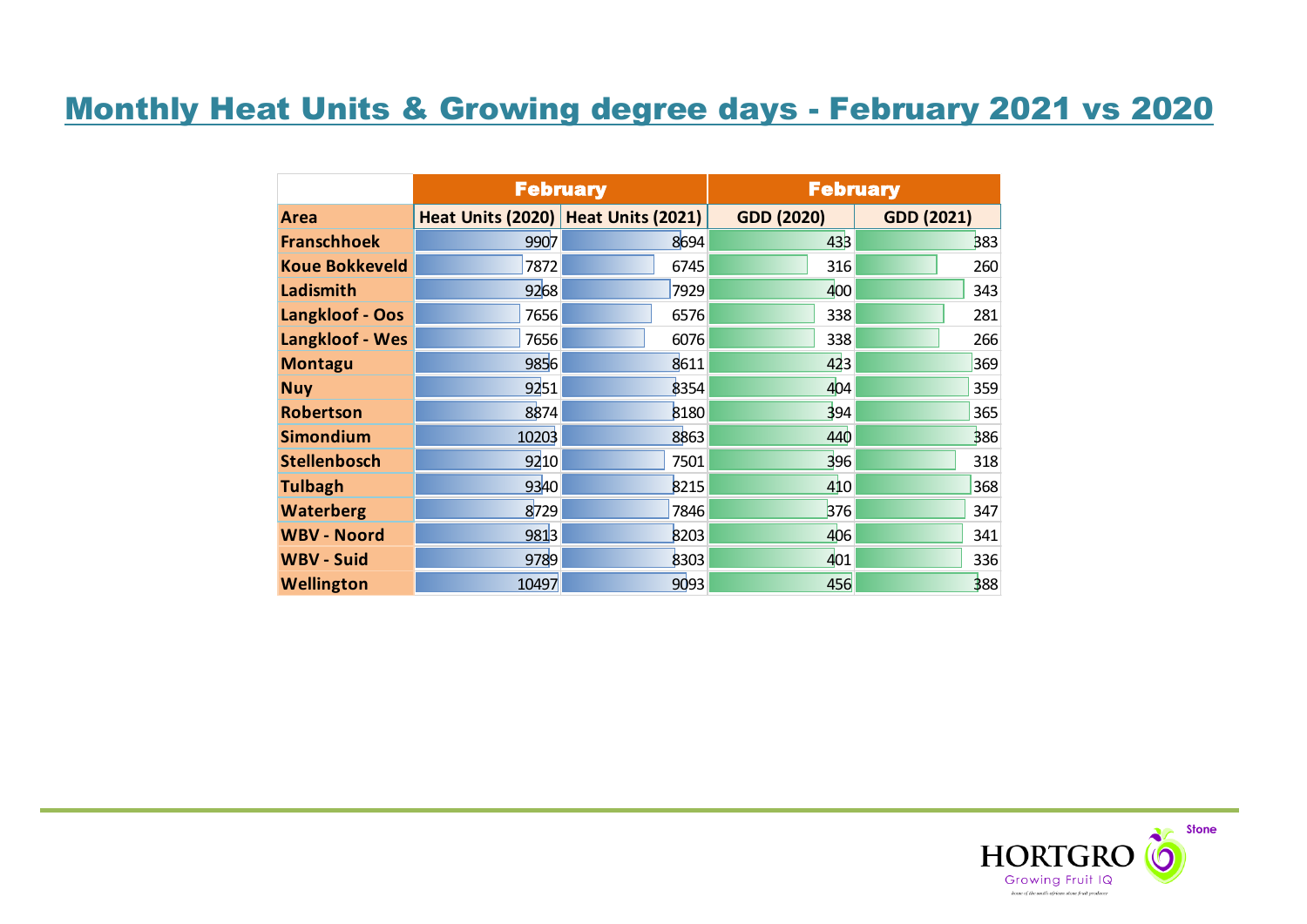# Monthly Heat Units & Growing degree days - February 2021 vs 2020

| | February | | February | |
|---|---|---|---|---|
| **Area** | **Heat Units (2020)** | **Heat Units (2021)** | **GDD (2020)** | **GDD (2021)** |
| **Franschhoek** | 9907 | 8694 | 433 | 383 |
| **Koue Bokkeveld** | 7872 | 6745 | 316 | 260 |
| **Ladismith** | 9268 | 7929 | 400 | 343 |
| **Langkloof - Oos** | 7656 | 6576 | 338 | 281 |
| **Langkloof - Wes** | 7656 | 6076 | 338 | 266 |
| **Montagu** | 9856 | 8611 | 423 | 369 |
| **Nuy** | 9251 | 8354 | 404 | 359 |
| **Robertson** | 8874 | 8180 | 394 | 365 |
| **Simondium** | 10203 | 8863 | 440 | 386 |
| **Stellenbosch** | 9210 | 7501 | 396 | 318 |
| **Tulbagh** | 9340 | 8215 | 410 | 368 |
| **Waterberg** | 8729 | 7846 | 376 | 347 |
| **WBV - Noord** | 9813 | 8203 | 406 | 341 |
| **WBV - Suid** | 9789 | 8303 | 401 | 336 |
| **Wellington** | 10497 | 9093 | 456 | 388 |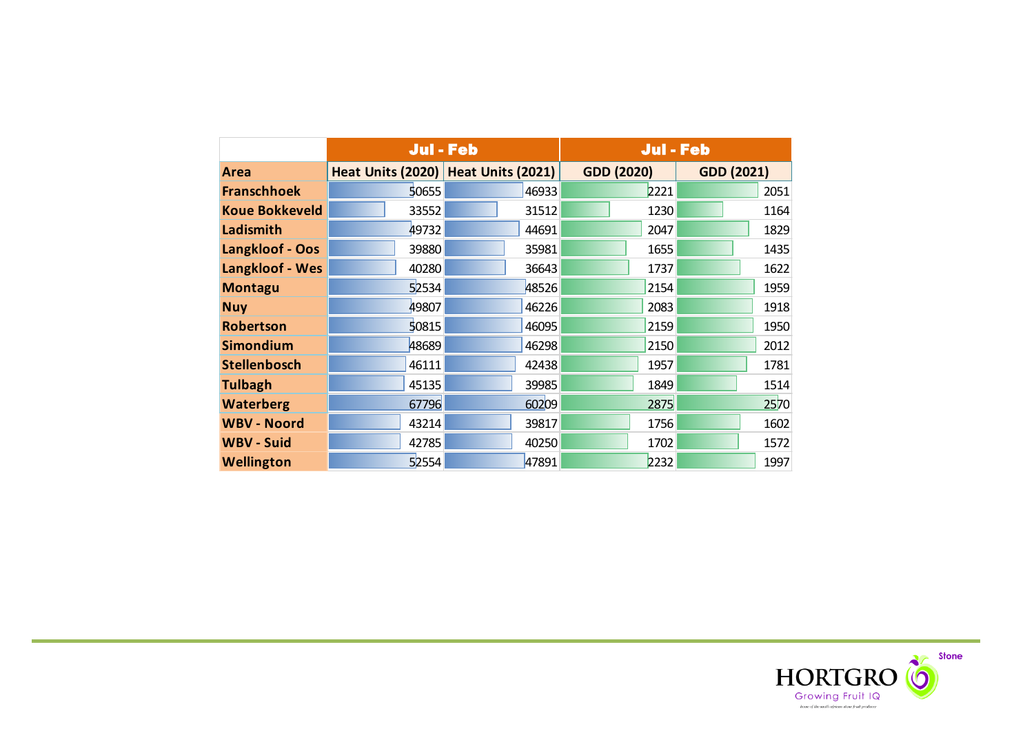| | Jul - Feb | | Jul - Feb | |
|---|---|---|---|---|
| **Area** | **Heat Units (2020)** | **Heat Units (2021)** | **GDD (2020)** | **GDD (2021)** |
| **Franschhoek** | 50655 | 46933 | 2221 | 2051 |
| **Koue Bokkeveld** | 33552 | 31512 | 1230 | 1164 |
| **Ladismith** | 49732 | 44691 | 2047 | 1829 |
| **Langkloof - Oos** | 39880 | 35981 | 1655 | 1435 |
| **Langkloof - Wes** | 40280 | 36643 | 1737 | 1622 |
| **Montagu** | 52534 | 48526 | 2154 | 1959 |
| **Nuy** | 49807 | 46226 | 2083 | 1918 |
| **Robertson** | 50815 | 46095 | 2159 | 1950 |
| **Simondium** | 48689 | 46298 | 2150 | 2012 |
| **Stellenbosch** | 46111 | 42438 | 1957 | 1781 |
| **Tulbagh** | 45135 | 39985 | 1849 | 1514 |
| **Waterberg** | 67796 | 60209 | 2875 | 2570 |
| **WBV - Noord** | 43214 | 39817 | 1756 | 1602 |
| **WBV - Suid** | 42785 | 40250 | 1702 | 1572 |
| **Wellington** | 52554 | 47891 | 2232 | 1997 |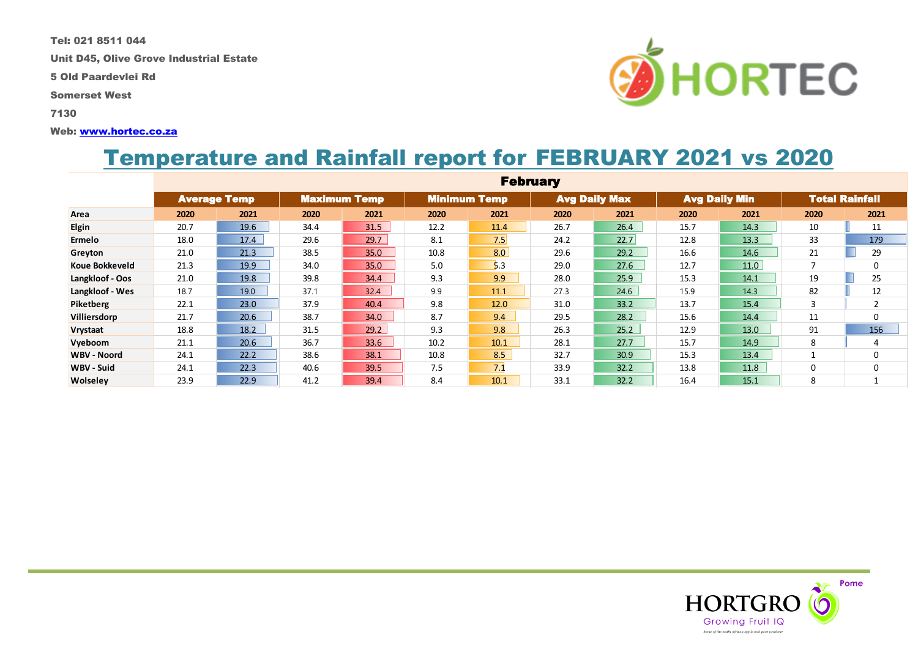Tel: 021 8511 044

Unit D45, Olive Grove Industrial Estate

5 Old Paardevlei Rd

Somerset West

7130

Web: www.hortec.co.za

# Temperature and Rainfall report for FEBRUARY 2021 vs 2020

| | February | | | | | | | | | | | |
|---|---|---|---|---|---|---|---|---|---|---|---|---|
| | Average Temp | | Maximum Temp | | Minimum Temp | | Avg Daily Max | | Avg Daily Min | | Total Rainfall | |
| Area | 2020 | 2021 | 2020 | 2021 | 2020 | 2021 | 2020 | 2021 | 2020 | 2021 | 2020 | 2021 |
| Elgin | 20.7 | 19.6 | 34.4 | 31.5 | 12.2 | 11.4 | 26.7 | 26.4 | 15.7 | 14.3 | 10 | 11 |
| Ermelo | 18.0 | 17.4 | 29.6 | 29.7 | 8.1 | 7.5 | 24.2 | 22.7 | 12.8 | 13.3 | 33 | 179 |
| Greyton | 21.0 | 21.3 | 38.5 | 35.0 | 10.8 | 8.0 | 29.6 | 29.2 | 16.6 | 14.6 | 21 | 29 |
| Koue Bokkeveld | 21.3 | 19.9 | 34.0 | 35.0 | 5.0 | 5.3 | 29.0 | 27.6 | 12.7 | 11.0 | 7 | 0 |
| Langkloof - Oos | 21.0 | 19.8 | 39.8 | 34.4 | 9.3 | 9.9 | 28.0 | 25.9 | 15.3 | 14.1 | 19 | 25 |
| Langkloof - Wes | 18.7 | 19.0 | 37.1 | 32.4 | 9.9 | 11.1 | 27.3 | 24.6 | 15.9 | 14.3 | 82 | 12 |
| Piketberg | 22.1 | 23.0 | 37.9 | 40.4 | 9.8 | 12.0 | 31.0 | 33.2 | 13.7 | 15.4 | 3 | 2 |
| Villiersdorp | 21.7 | 20.6 | 38.7 | 34.0 | 8.7 | 9.4 | 29.5 | 28.2 | 15.6 | 14.4 | 11 | 0 |
| Vrystaat | 18.8 | 18.2 | 31.5 | 29.2 | 9.3 | 9.8 | 26.3 | 25.2 | 12.9 | 13.0 | 91 | 156 |
| Vyeboom | 21.1 | 20.6 | 36.7 | 33.6 | 10.2 | 10.1 | 28.1 | 27.7 | 15.7 | 14.9 | 8 | 4 |
| WBV - Noord | 24.1 | 22.2 | 38.6 | 38.1 | 10.8 | 8.5 | 32.7 | 30.9 | 15.3 | 13.4 | 1 | 0 |
| WBV - Suid | 24.1 | 22.3 | 40.6 | 39.5 | 7.5 | 7.1 | 33.9 | 32.2 | 13.8 | 11.8 | 0 | 0 |
| Wolseley | 23.9 | 22.9 | 41.2 | 39.4 | 8.4 | 10.1 | 33.1 | 32.2 | 16.4 | 15.1 | 8 | 1 |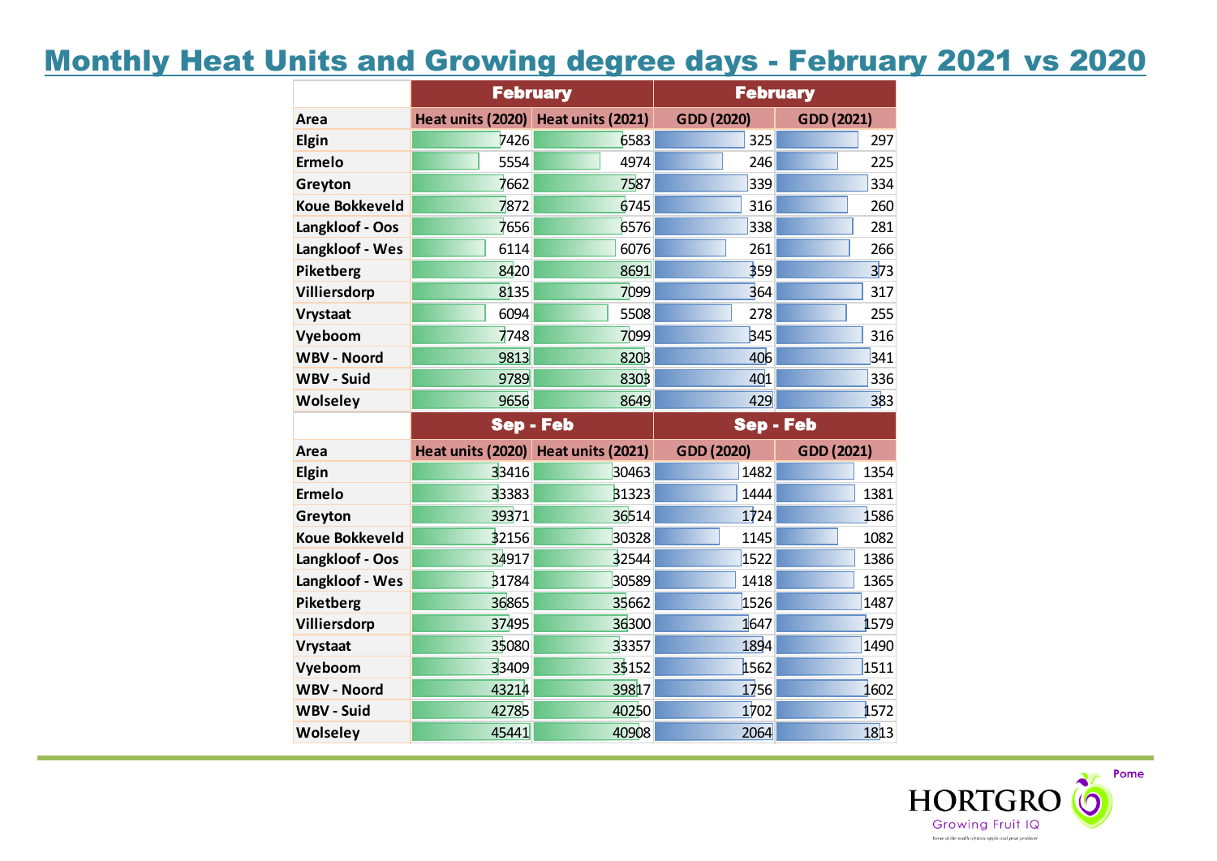# Monthly Heat Units and Growing degree days - February 2021 vs 2020

| | February | | February | |
|---|---|---|---|---|
| Area | Heat units (2020) | Heat units (2021) | GDD (2020) | GDD (2021) |
| Elgin | 7426 | 6583 | 325 | 297 |
| Ermelo | 5554 | 4974 | 246 | 225 |
| Greyton | 7662 | 7587 | 339 | 334 |
| Koue Bokkeveld | 7872 | 6745 | 316 | 260 |
| Langkloof - Oos | 7656 | 6576 | 338 | 281 |
| Langkloof - Wes | 6114 | 6076 | 261 | 266 |
| Piketberg | 8420 | 8691 | 359 | 373 |
| Villiersdorp | 8135 | 7099 | 364 | 317 |
| Vrystaat | 6094 | 5508 | 278 | 255 |
| Vyeboom | 7748 | 7099 | 345 | 316 |
| WBV - Noord | 9813 | 8203 | 406 | 341 |
| WBV - Suid | 9789 | 8303 | 401 | 336 |
| Wolseley | 9656 | 8649 | 429 | 383 |

| | Sep - Feb | | Sep - Feb | |
|---|---|---|---|---|
| Area | Heat units (2020) | Heat units (2021) | GDD (2020) | GDD (2021) |
| Elgin | 33416 | 30463 | 1482 | 1354 |
| Ermelo | 33383 | 31323 | 1444 | 1381 |
| Greyton | 39371 | 36514 | 1724 | 1586 |
| Koue Bokkeveld | 32156 | 30328 | 1145 | 1082 |
| Langkloof - Oos | 34917 | 32544 | 1522 | 1386 |
| Langkloof - Wes | 31784 | 30589 | 1418 | 1365 |
| Piketberg | 36865 | 35662 | 1526 | 1487 |
| Villiersdorp | 37495 | 36300 | 1647 | 1579 |
| Vrystaat | 35080 | 33357 | 1894 | 1490 |
| Vyeboom | 33409 | 35152 | 1562 | 1511 |
| WBV - Noord | 43214 | 39817 | 1756 | 1602 |
| WBV - Suid | 42785 | 40250 | 1702 | 1572 |
| Wolseley | 45441 | 40908 | 2064 | 1813 |

HORTGRO Growing Fruit IQ

Pome